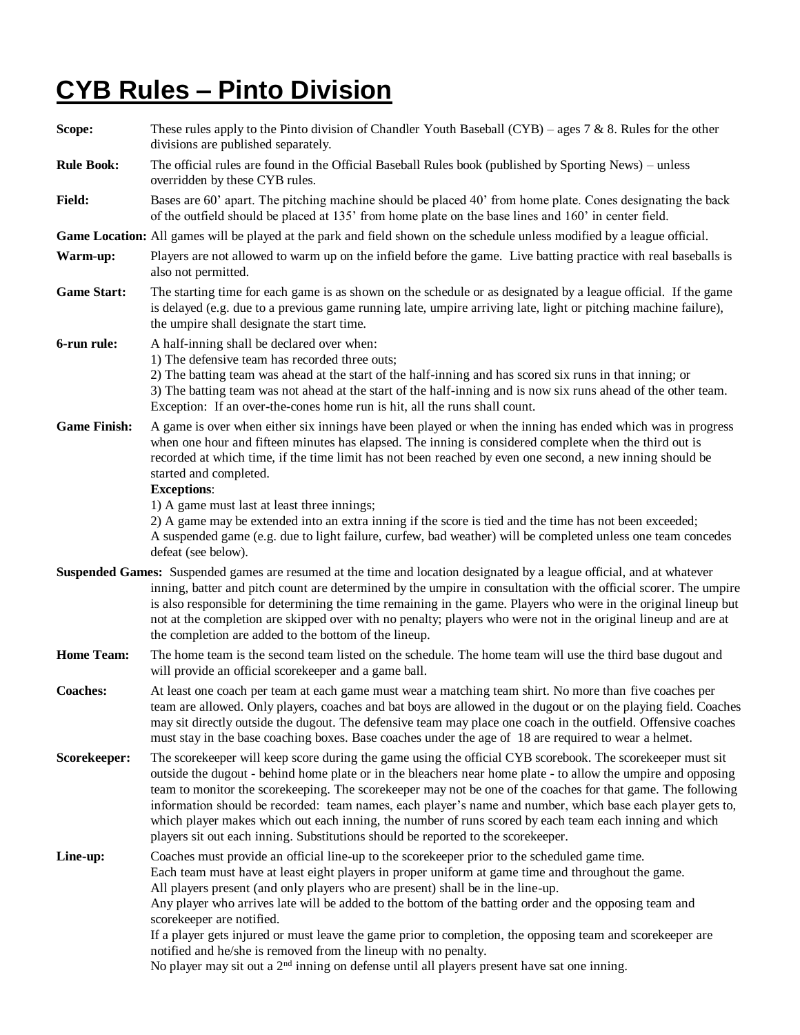# CYB Rules – Pinto Division

**Scope:** These rules apply to the Pinto division of Chandler Youth Baseball (CYB) – ages 7 & 8. Rules for the other divisions are published separately.

**Rule Book:** The official rules are found in the Official Baseball Rules book (published by Sporting News) – unless overridden by these CYB rules.

**Field:** Bases are 60' apart. The pitching machine should be placed 40' from home plate. Cones designating the back of the outfield should be placed at 135' from home plate on the base lines and 160' in center field.

**Game Location:** All games will be played at the park and field shown on the schedule unless modified by a league official.

**Warm-up:** Players are not allowed to warm up on the infield before the game. Live batting practice with real baseballs is also not permitted.

**Game Start:** The starting time for each game is as shown on the schedule or as designated by a league official. If the game is delayed (e.g. due to a previous game running late, umpire arriving late, light or pitching machine failure), the umpire shall designate the start time.

**6-run rule:** A half-inning shall be declared over when:
1) The defensive team has recorded three outs;
2) The batting team was ahead at the start of the half-inning and has scored six runs in that inning; or
3) The batting team was not ahead at the start of the half-inning and is now six runs ahead of the other team.
Exception: If an over-the-cones home run is hit, all the runs shall count.

**Game Finish:** A game is over when either six innings have been played or when the inning has ended which was in progress when one hour and fifteen minutes has elapsed. The inning is considered complete when the third out is recorded at which time, if the time limit has not been reached by even one second, a new inning should be started and completed.
**Exceptions**:
1) A game must last at least three innings;
2) A game may be extended into an extra inning if the score is tied and the time has not been exceeded;
A suspended game (e.g. due to light failure, curfew, bad weather) will be completed unless one team concedes defeat (see below).

**Suspended Games:** Suspended games are resumed at the time and location designated by a league official, and at whatever inning, batter and pitch count are determined by the umpire in consultation with the official scorer. The umpire is also responsible for determining the time remaining in the game. Players who were in the original lineup but not at the completion are skipped over with no penalty; players who were not in the original lineup and are at the completion are added to the bottom of the lineup.

**Home Team:** The home team is the second team listed on the schedule. The home team will use the third base dugout and will provide an official scorekeeper and a game ball.

**Coaches:** At least one coach per team at each game must wear a matching team shirt. No more than five coaches per team are allowed. Only players, coaches and bat boys are allowed in the dugout or on the playing field. Coaches may sit directly outside the dugout. The defensive team may place one coach in the outfield. Offensive coaches must stay in the base coaching boxes. Base coaches under the age of 18 are required to wear a helmet.

**Scorekeeper:** The scorekeeper will keep score during the game using the official CYB scorebook. The scorekeeper must sit outside the dugout - behind home plate or in the bleachers near home plate - to allow the umpire and opposing team to monitor the scorekeeping. The scorekeeper may not be one of the coaches for that game. The following information should be recorded: team names, each player's name and number, which base each player gets to, which player makes which out each inning, the number of runs scored by each team each inning and which players sit out each inning. Substitutions should be reported to the scorekeeper.

**Line-up:** Coaches must provide an official line-up to the scorekeeper prior to the scheduled game time.
Each team must have at least eight players in proper uniform at game time and throughout the game.
All players present (and only players who are present) shall be in the line-up.
Any player who arrives late will be added to the bottom of the batting order and the opposing team and scorekeeper are notified.
If a player gets injured or must leave the game prior to completion, the opposing team and scorekeeper are notified and he/she is removed from the lineup with no penalty.
No player may sit out a 2nd inning on defense until all players present have sat one inning.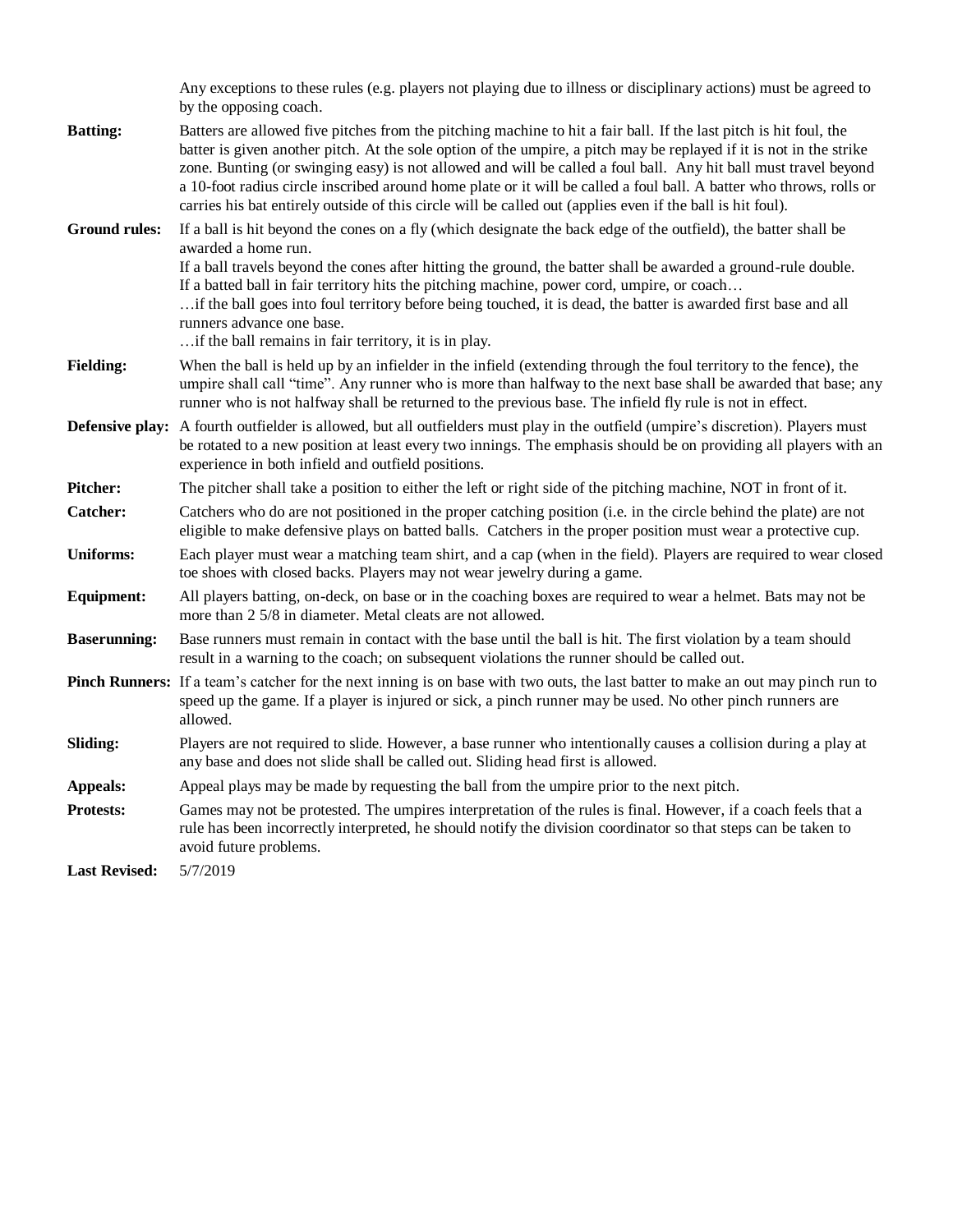Any exceptions to these rules (e.g. players not playing due to illness or disciplinary actions) must be agreed to by the opposing coach.

**Batting:** Batters are allowed five pitches from the pitching machine to hit a fair ball. If the last pitch is hit foul, the batter is given another pitch. At the sole option of the umpire, a pitch may be replayed if it is not in the strike zone. Bunting (or swinging easy) is not allowed and will be called a foul ball. Any hit ball must travel beyond a 10-foot radius circle inscribed around home plate or it will be called a foul ball. A batter who throws, rolls or carries his bat entirely outside of this circle will be called out (applies even if the ball is hit foul).

**Ground rules:** If a ball is hit beyond the cones on a fly (which designate the back edge of the outfield), the batter shall be awarded a home run.
If a ball travels beyond the cones after hitting the ground, the batter shall be awarded a ground-rule double.
If a batted ball in fair territory hits the pitching machine, power cord, umpire, or coach…
…if the ball goes into foul territory before being touched, it is dead, the batter is awarded first base and all runners advance one base.
…if the ball remains in fair territory, it is in play.

**Fielding:** When the ball is held up by an infielder in the infield (extending through the foul territory to the fence), the umpire shall call "time". Any runner who is more than halfway to the next base shall be awarded that base; any runner who is not halfway shall be returned to the previous base. The infield fly rule is not in effect.

**Defensive play:** A fourth outfielder is allowed, but all outfielders must play in the outfield (umpire's discretion). Players must be rotated to a new position at least every two innings. The emphasis should be on providing all players with an experience in both infield and outfield positions.

**Pitcher:** The pitcher shall take a position to either the left or right side of the pitching machine, NOT in front of it.

**Catcher:** Catchers who do are not positioned in the proper catching position (i.e. in the circle behind the plate) are not eligible to make defensive plays on batted balls. Catchers in the proper position must wear a protective cup.

**Uniforms:** Each player must wear a matching team shirt, and a cap (when in the field). Players are required to wear closed toe shoes with closed backs. Players may not wear jewelry during a game.

**Equipment:** All players batting, on-deck, on base or in the coaching boxes are required to wear a helmet. Bats may not be more than 2 5/8 in diameter. Metal cleats are not allowed.

**Baserunning:** Base runners must remain in contact with the base until the ball is hit. The first violation by a team should result in a warning to the coach; on subsequent violations the runner should be called out.

**Pinch Runners:** If a team's catcher for the next inning is on base with two outs, the last batter to make an out may pinch run to speed up the game. If a player is injured or sick, a pinch runner may be used. No other pinch runners are allowed.

**Sliding:** Players are not required to slide. However, a base runner who intentionally causes a collision during a play at any base and does not slide shall be called out. Sliding head first is allowed.

**Appeals:** Appeal plays may be made by requesting the ball from the umpire prior to the next pitch.

**Protests:** Games may not be protested. The umpires interpretation of the rules is final. However, if a coach feels that a rule has been incorrectly interpreted, he should notify the division coordinator so that steps can be taken to avoid future problems.

**Last Revised:** 5/7/2019